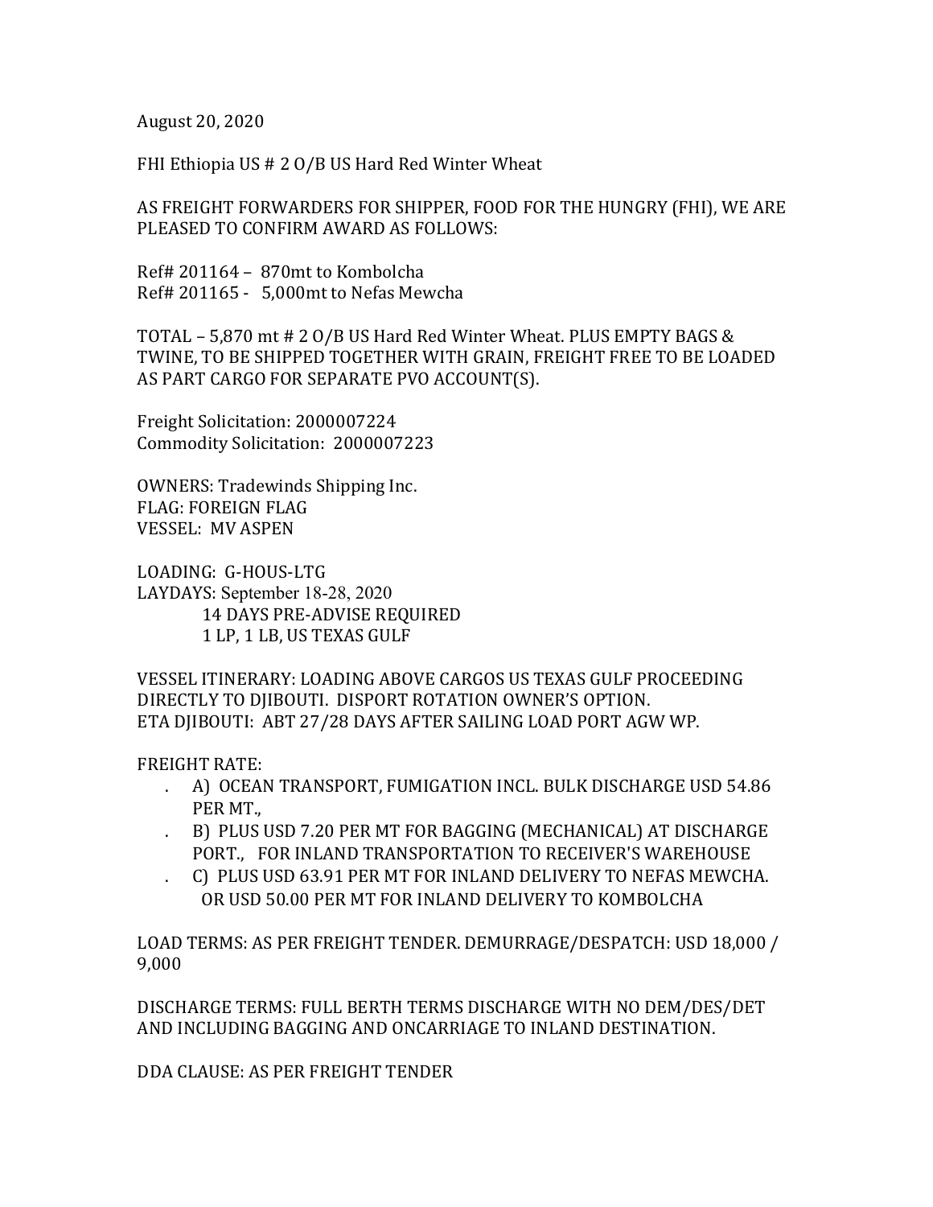August 20, 2020

FHI Ethiopia US # 2 O/B US Hard Red Winter Wheat

AS FREIGHT FORWARDERS FOR SHIPPER, FOOD FOR THE HUNGRY (FHI), WE ARE PLEASED TO CONFIRM AWARD AS FOLLOWS:

Ref# 201164 – 870mt to Kombolcha
Ref# 201165 - 5,000mt to Nefas Mewcha

TOTAL – 5,870 mt # 2 O/B US Hard Red Winter Wheat. PLUS EMPTY BAGS & TWINE, TO BE SHIPPED TOGETHER WITH GRAIN, FREIGHT FREE TO BE LOADED AS PART CARGO FOR SEPARATE PVO ACCOUNT(S).

Freight Solicitation: 2000007224
Commodity Solicitation: 2000007223

OWNERS: Tradewinds Shipping Inc.
FLAG: FOREIGN FLAG
VESSEL: MV ASPEN

LOADING: G-HOUS-LTG
LAYDAYS: September 18-28, 2020
14 DAYS PRE-ADVISE REQUIRED
1 LP, 1 LB, US TEXAS GULF

VESSEL ITINERARY: LOADING ABOVE CARGOS US TEXAS GULF PROCEEDING DIRECTLY TO DJIBOUTI. DISPORT ROTATION OWNER'S OPTION.
ETA DJIBOUTI: ABT 27/28 DAYS AFTER SAILING LOAD PORT AGW WP.

FREIGHT RATE:

- A) OCEAN TRANSPORT, FUMIGATION INCL. BULK DISCHARGE USD 54.86 PER MT.,
- B) PLUS USD 7.20 PER MT FOR BAGGING (MECHANICAL) AT DISCHARGE PORT., FOR INLAND TRANSPORTATION TO RECEIVER'S WAREHOUSE
- C) PLUS USD 63.91 PER MT FOR INLAND DELIVERY TO NEFAS MEWCHA. OR USD 50.00 PER MT FOR INLAND DELIVERY TO KOMBOLCHA

LOAD TERMS: AS PER FREIGHT TENDER. DEMURRAGE/DESPATCH: USD 18,000 / 9,000

DISCHARGE TERMS: FULL BERTH TERMS DISCHARGE WITH NO DEM/DES/DET AND INCLUDING BAGGING AND ONCARRIAGE TO INLAND DESTINATION.

DDA CLAUSE: AS PER FREIGHT TENDER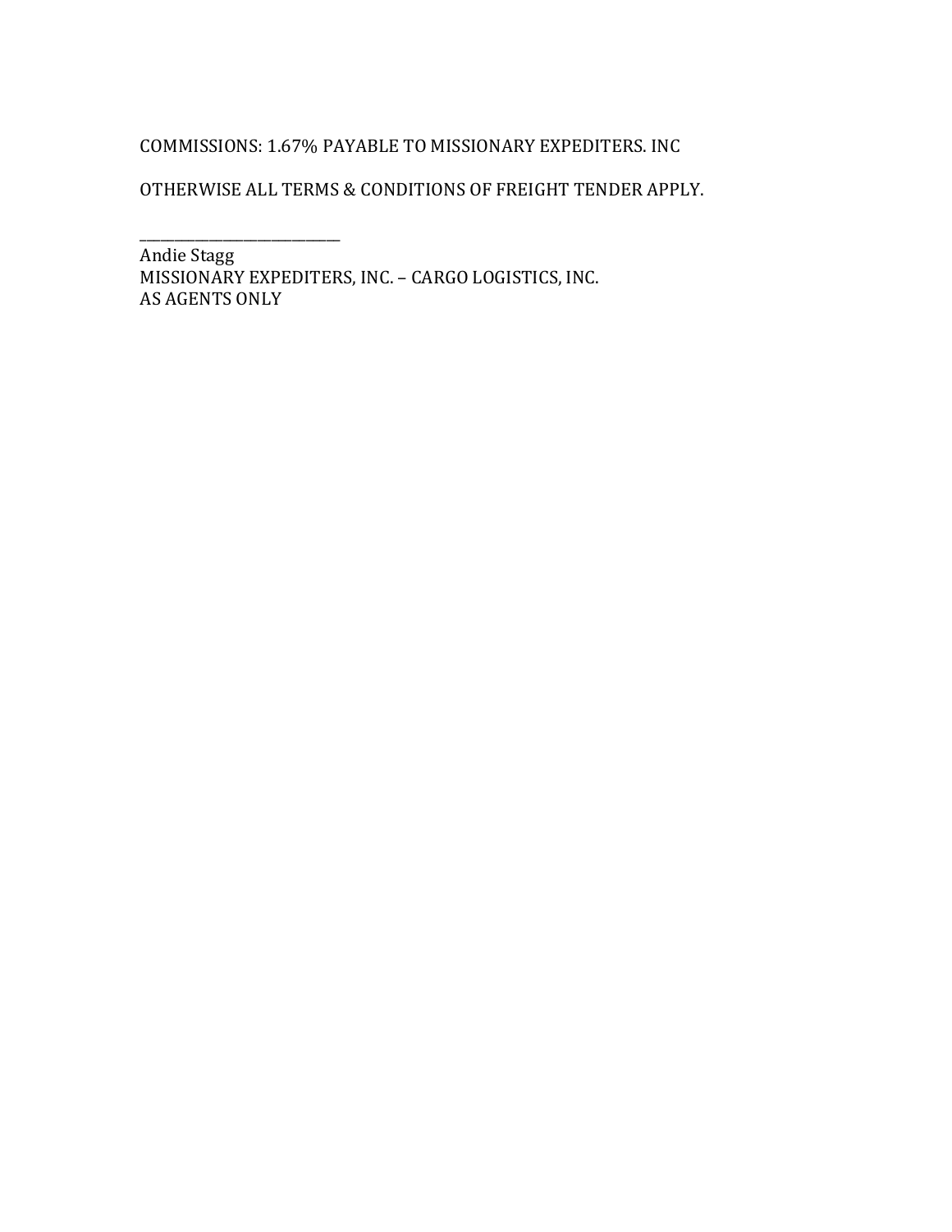COMMISSIONS: 1.67% PAYABLE TO MISSIONARY EXPEDITERS. INC

OTHERWISE ALL TERMS & CONDITIONS OF FREIGHT TENDER APPLY.

____________________________

Andie Stagg  
MISSIONARY EXPEDITERS, INC. – CARGO LOGISTICS, INC.  
AS AGENTS ONLY